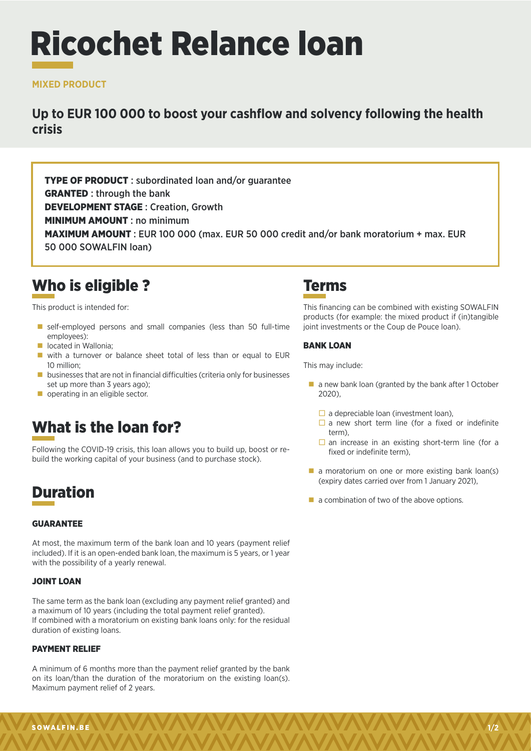# Ricochet Relance loan

**MIXED PRODUCT**

## Up to EUR 100 000 to boost your cashflow and solvency following the health crisis

**TYPE OF PRODUCT** : subordinated loan and/or guarantee
**GRANTED** : through the bank
**DEVELOPMENT STAGE** : Creation, Growth
**MINIMUM AMOUNT** : no minimum
**MAXIMUM AMOUNT** : EUR 100 000 (max. EUR 50 000 credit and/or bank moratorium + max. EUR 50 000 SOWALFIN loan)

## Who is eligible ?

This product is intended for:

- self-employed persons and small companies (less than 50 full-time employees):
- located in Wallonia;
- with a turnover or balance sheet total of less than or equal to EUR 10 million;
- businesses that are not in financial difficulties (criteria only for businesses set up more than 3 years ago);
- operating in an eligible sector.

## What is the loan for?

Following the COVID-19 crisis, this loan allows you to build up, boost or re-build the working capital of your business (and to purchase stock).

## Duration

### GUARANTEE

At most, the maximum term of the bank loan and 10 years (payment relief included). If it is an open-ended bank loan, the maximum is 5 years, or 1 year with the possibility of a yearly renewal.

### JOINT LOAN

The same term as the bank loan (excluding any payment relief granted) and a maximum of 10 years (including the total payment relief granted).
If combined with a moratorium on existing bank loans only: for the residual duration of existing loans.

### PAYMENT RELIEF

A minimum of 6 months more than the payment relief granted by the bank on its loan/than the duration of the moratorium on the existing loan(s). Maximum payment relief of 2 years.

## Terms

This financing can be combined with existing SOWALFIN products (for example: the mixed product if (in)tangible joint investments or the Coup de Pouce loan).

### BANK LOAN

This may include:

- a new bank loan (granted by the bank after 1 October 2020),
  - a depreciable loan (investment loan),
  - a new short term line (for a fixed or indefinite term),
  - an increase in an existing short-term line (for a fixed or indefinite term),
- a moratorium on one or more existing bank loan(s) (expiry dates carried over from 1 January 2021),
- a combination of two of the above options.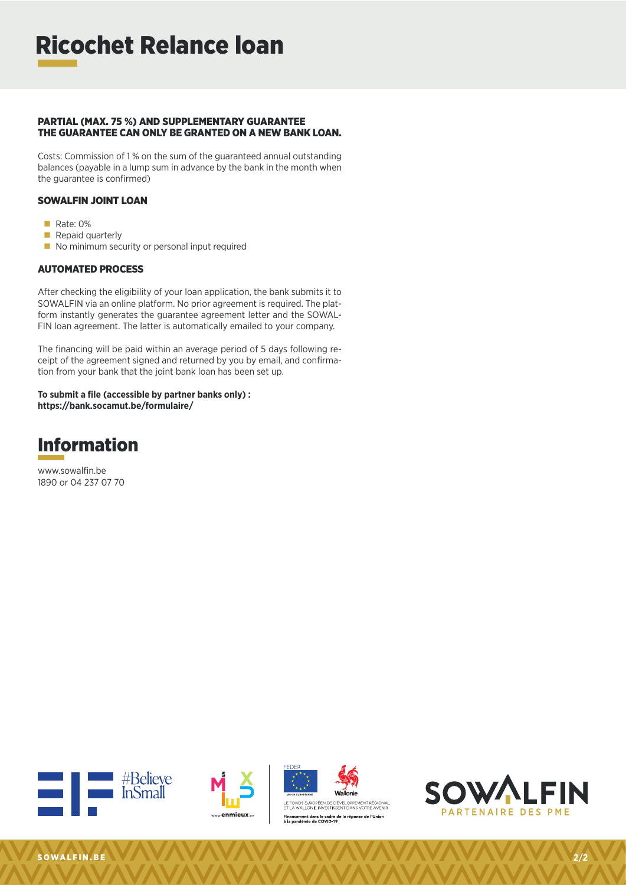# Ricochet Relance loan

### PARTIAL (MAX. 75 %) AND SUPPLEMENTARY GUARANTEE THE GUARANTEE CAN ONLY BE GRANTED ON A NEW BANK LOAN.

Costs: Commission of 1 % on the sum of the guaranteed annual outstanding balances (payable in a lump sum in advance by the bank in the month when the guarantee is confirmed)

### SOWALFIN JOINT LOAN

- Rate: 0%
- Repaid quarterly
- No minimum security or personal input required

### AUTOMATED PROCESS

After checking the eligibility of your loan application, the bank submits it to SOWALFIN via an online platform. No prior agreement is required. The platform instantly generates the guarantee agreement letter and the SOWALFIN loan agreement. The latter is automatically emailed to your company.

The financing will be paid within an average period of 5 days following receipt of the agreement signed and returned by you by email, and confirmation from your bank that the joint bank loan has been set up.

**To submit a file (accessible by partner banks only) :**
**https://bank.socamut.be/formulaire/**

# Information

www.sowalfin.be
1890 or 04 237 07 70

#Believe InSmall

www.enmieux.be

FEDER

UNION EUROPÉENNE

Wallonie

LE FONDS EUROPÉEN DE DÉVELOPPEMENT RÉGIONAL ET LA WALLONIE INVESTISSENT DANS VOTRE AVENIR

**Financement dans le cadre de la réponse de l'Union à la pandémie de COVID-19**

SOWALFIN PARTENAIRE DES PME